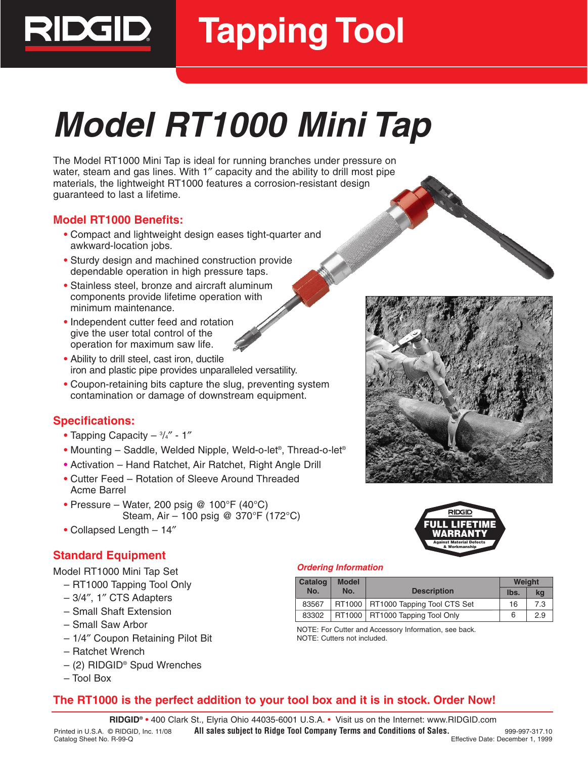RIDGID

# Tapping Tool

# Model RT1000 Mini Tap

The Model RT1000 Mini Tap is ideal for running branches under pressure on water, steam and gas lines. With 1″ capacity and the ability to drill most pipe materials, the lightweight RT1000 features a corrosion-resistant design guaranteed to last a lifetime.

## Model RT1000 Benefits:

- Compact and lightweight design eases tight-quarter and awkward-location jobs.
- Sturdy design and machined construction provide dependable operation in high pressure taps.
- Stainless steel, bronze and aircraft aluminum components provide lifetime operation with minimum maintenance.
- Independent cutter feed and rotation give the user total control of the operation for maximum saw life.
- Ability to drill steel, cast iron, ductile iron and plastic pipe provides unparalleled versatility.
- Coupon-retaining bits capture the slug, preventing system contamination or damage of downstream equipment.

## Specifications:

- Tapping Capacity – 3/4″ - 1″
- Mounting – Saddle, Welded Nipple, Weld-o-let®, Thread-o-let®
- Activation – Hand Ratchet, Air Ratchet, Right Angle Drill
- Cutter Feed – Rotation of Sleeve Around Threaded Acme Barrel
- Pressure – Water, 200 psig @ 100°F (40°C)
  Steam, Air – 100 psig @ 370°F (172°C)
- Collapsed Length – 14″

RIDGID FULL LIFETIME WARRANTY Against Material Defects & Workmanship

## Standard Equipment

Model RT1000 Mini Tap Set

- RT1000 Tapping Tool Only
- 3/4″, 1″ CTS Adapters
- Small Shaft Extension
- Small Saw Arbor
- 1/4″ Coupon Retaining Pilot Bit
- Ratchet Wrench
- (2) RIDGID® Spud Wrenches
- Tool Box

### *Ordering Information*

| Catalog No. | Model No. | Description | Weight | |
|---|---|---|---|---|
| | | | lbs. | kg |
| 83567 | RT1000 | RT1000 Tapping Tool CTS Set | 16 | 7.3 |
| 83302 | RT1000 | RT1000 Tapping Tool Only | 6 | 2.9 |

NOTE: For Cutter and Accessory Information, see back.
NOTE: Cutters not included.

**The RT1000 is the perfect addition to your tool box and it is in stock. Order Now!**

**RIDGID®** • 400 Clark St., Elyria Ohio 44035-6001 U.S.A. • Visit us on the Internet: www.RIDGID.com

Printed in U.S.A. © RIDGID, Inc. 11/08
Catalog Sheet No. R-99-Q

**All sales subject to Ridge Tool Company Terms and Conditions of Sales.**

999-997-317.10
Effective Date: December 1, 1999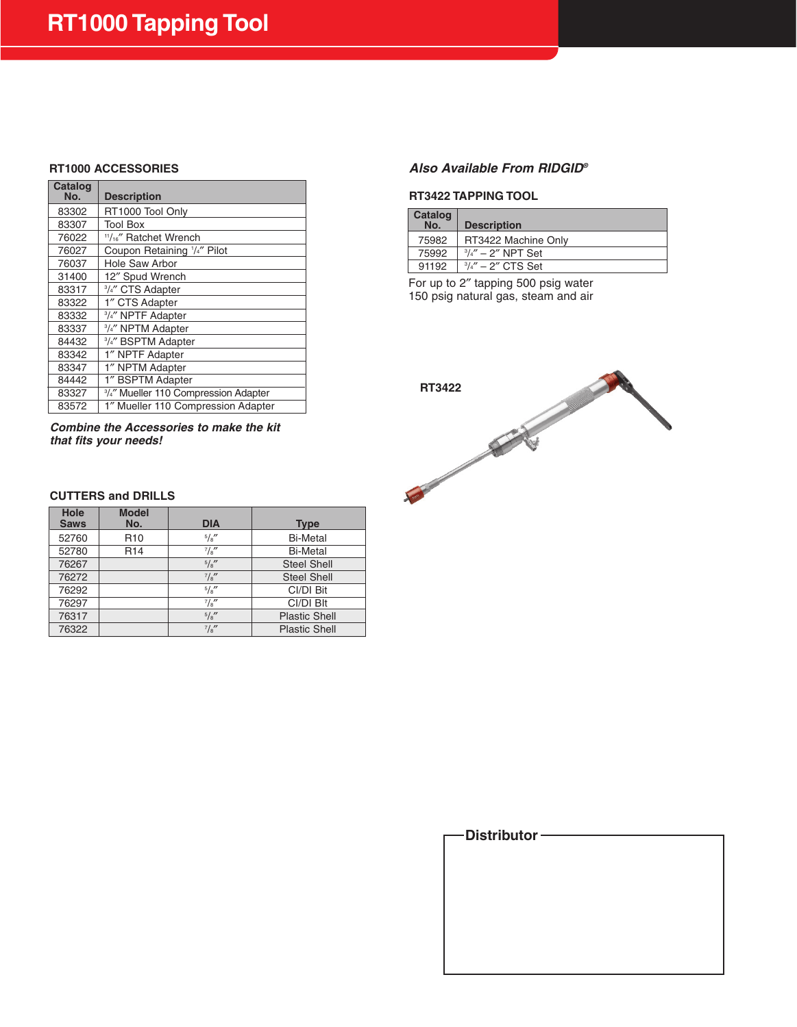# RT1000 Tapping Tool

## RT1000 ACCESSORIES

| Catalog No. | Description |
|---|---|
| 83302 | RT1000 Tool Only |
| 83307 | Tool Box |
| 76022 | 11/16″ Ratchet Wrench |
| 76027 | Coupon Retaining 1/4″ Pilot |
| 76037 | Hole Saw Arbor |
| 31400 | 12″ Spud Wrench |
| 83317 | 3/4″ CTS Adapter |
| 83322 | 1″ CTS Adapter |
| 83332 | 3/4″ NPTF Adapter |
| 83337 | 3/4″ NPTM Adapter |
| 84432 | 3/4″ BSPTM Adapter |
| 83342 | 1″ NPTF Adapter |
| 83347 | 1″ NPTM Adapter |
| 84442 | 1″ BSPTM Adapter |
| 83327 | 3/4″ Mueller 110 Compression Adapter |
| 83572 | 1″ Mueller 110 Compression Adapter |

***Combine the Accessories to make the kit that fits your needs!***

## CUTTERS and DRILLS

| Hole Saws | Model No. | DIA | Type |
|---|---|---|---|
| 52760 | R10 | 5/8″ | Bi-Metal |
| 52780 | R14 | 7/8″ | Bi-Metal |
| 76267 | | 5/8″ | Steel Shell |
| 76272 | | 7/8″ | Steel Shell |
| 76292 | | 5/8″ | CI/DI Bit |
| 76297 | | 7/8″ | CI/DI BIt |
| 76317 | | 5/8″ | Plastic Shell |
| 76322 | | 7/8″ | Plastic Shell |

## *Also Available From RIDGID®*

### RT3422 TAPPING TOOL

| Catalog No. | Description |
|---|---|
| 75982 | RT3422 Machine Only |
| 75992 | 3/4″ – 2″ NPT Set |
| 91192 | 3/4″ – 2″ CTS Set |

For up to 2″ tapping 500 psig water
150 psig natural gas, steam and air

RT3422

**Distributor**